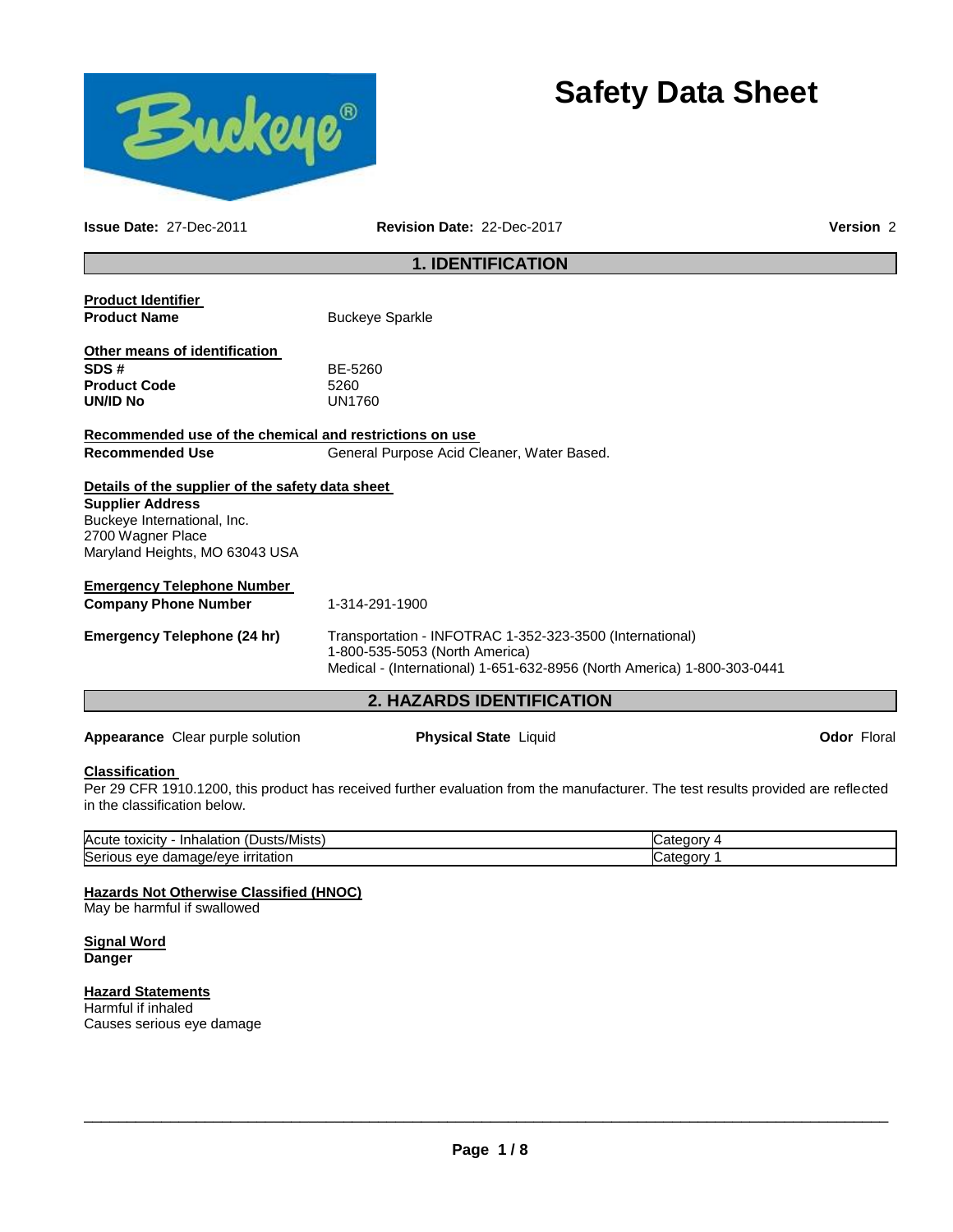# Safety Data Sheet

**Issue Date:** 27-Dec-2011 **Revision Date:** 22-Dec-2017 **Version** 2

## 1. IDENTIFICATION

**Product Identifier**

**Product Name** Buckeye Sparkle

**Other means of identification**

**SDS #** BE-5260
**Product Code** 5260
**UN/ID No** UN1760

**Recommended use of the chemical and restrictions on use**

**Recommended Use** General Purpose Acid Cleaner, Water Based.

**Details of the supplier of the safety data sheet**

**Supplier Address**
Buckeye International, Inc.
2700 Wagner Place
Maryland Heights, MO 63043 USA

**Emergency Telephone Number**

**Company Phone Number** 1-314-291-1900

**Emergency Telephone (24 hr)** Transportation - INFOTRAC 1-352-323-3500 (International)
1-800-535-5053 (North America)
Medical - (International) 1-651-632-8956 (North America) 1-800-303-0441

## 2. HAZARDS IDENTIFICATION

**Appearance** Clear purple solution **Physical State** Liquid **Odor** Floral

**Classification**

Per 29 CFR 1910.1200, this product has received further evaluation from the manufacturer. The test results provided are reflected in the classification below.

| | |
|---|---|
| Acute toxicity - Inhalation (Dusts/Mists) | Category 4 |
| Serious eye damage/eye irritation | Category 1 |

**Hazards Not Otherwise Classified (HNOC)**

May be harmful if swallowed

**Signal Word**

**Danger**

**Hazard Statements**

Harmful if inhaled
Causes serious eye damage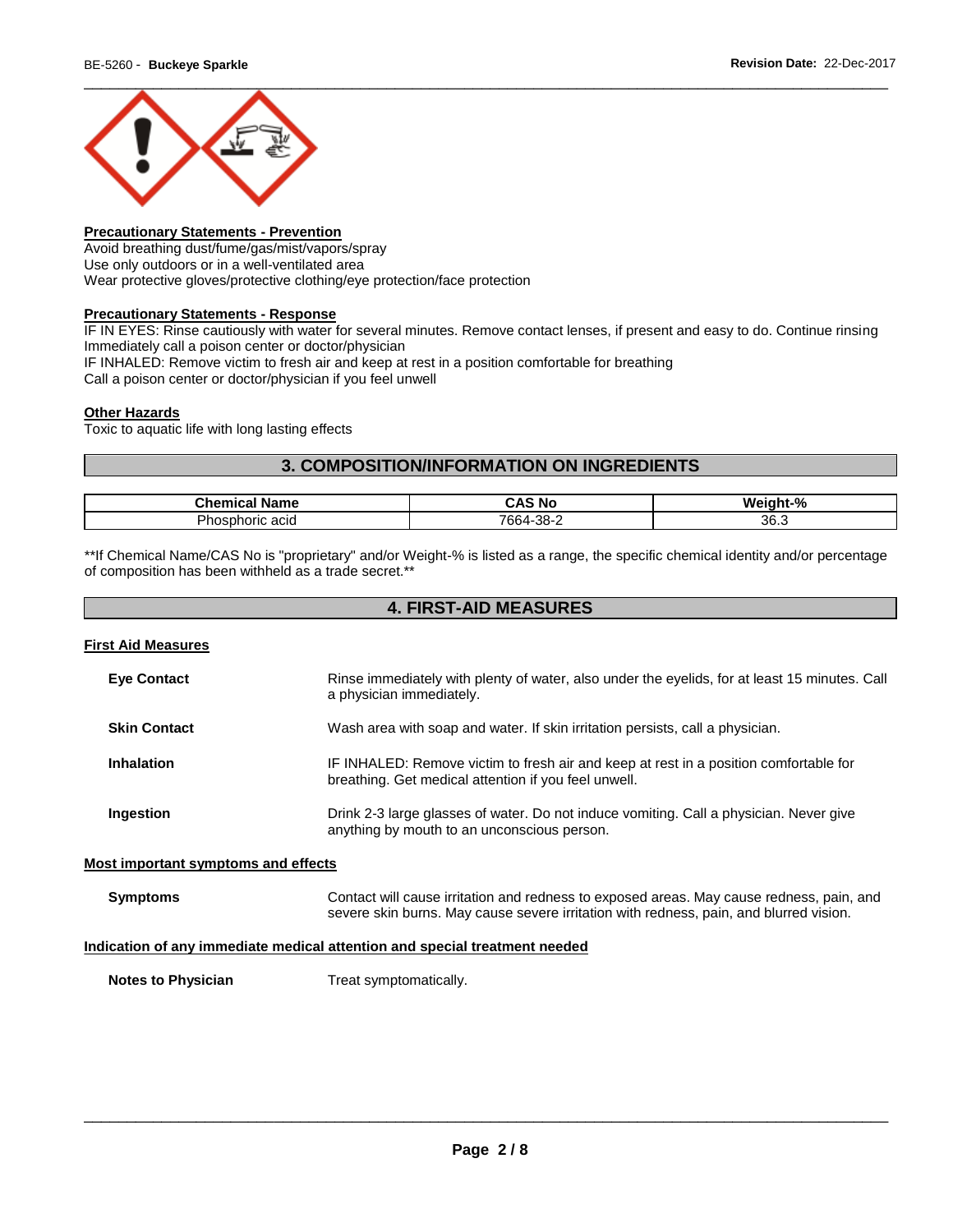**Precautionary Statements - Prevention**

Avoid breathing dust/fume/gas/mist/vapors/spray
Use only outdoors or in a well-ventilated area
Wear protective gloves/protective clothing/eye protection/face protection

**Precautionary Statements - Response**

IF IN EYES: Rinse cautiously with water for several minutes. Remove contact lenses, if present and easy to do. Continue rinsing
Immediately call a poison center or doctor/physician
IF INHALED: Remove victim to fresh air and keep at rest in a position comfortable for breathing
Call a poison center or doctor/physician if you feel unwell

**Other Hazards**

Toxic to aquatic life with long lasting effects

## 3. COMPOSITION/INFORMATION ON INGREDIENTS

| Chemical Name | CAS No | Weight-% |
|---|---|---|
| Phosphoric acid | 7664-38-2 | 36.3 |

**If Chemical Name/CAS No is "proprietary" and/or Weight-% is listed as a range, the specific chemical identity and/or percentage of composition has been withheld as a trade secret.**

## 4. FIRST-AID MEASURES

**First Aid Measures**

**Eye Contact**: Rinse immediately with plenty of water, also under the eyelids, for at least 15 minutes. Call a physician immediately.

**Skin Contact**: Wash area with soap and water. If skin irritation persists, call a physician.

**Inhalation**: IF INHALED: Remove victim to fresh air and keep at rest in a position comfortable for breathing. Get medical attention if you feel unwell.

**Ingestion**: Drink 2-3 large glasses of water. Do not induce vomiting. Call a physician. Never give anything by mouth to an unconscious person.

**Most important symptoms and effects**

**Symptoms**: Contact will cause irritation and redness to exposed areas. May cause redness, pain, and severe skin burns. May cause severe irritation with redness, pain, and blurred vision.

**Indication of any immediate medical attention and special treatment needed**

**Notes to Physician**: Treat symptomatically.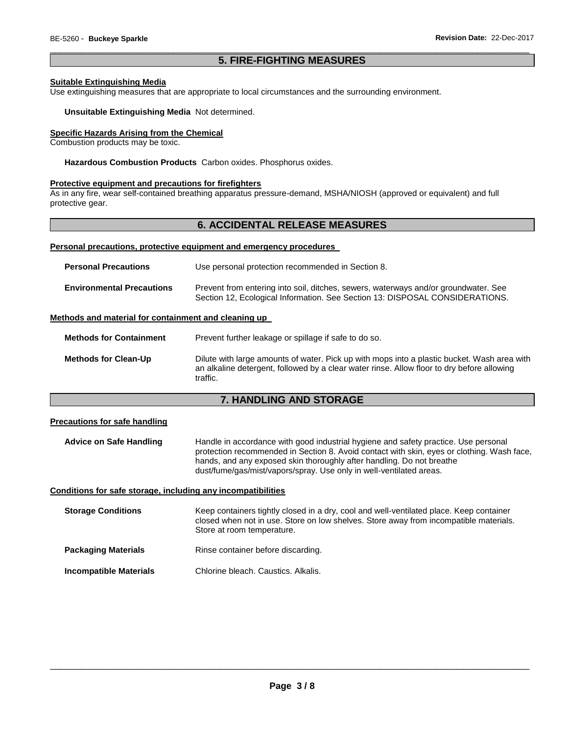## 5. FIRE-FIGHTING MEASURES

### Suitable Extinguishing Media

Use extinguishing measures that are appropriate to local circumstances and the surrounding environment.

**Unsuitable Extinguishing Media** Not determined.

### Specific Hazards Arising from the Chemical

Combustion products may be toxic.

**Hazardous Combustion Products** Carbon oxides. Phosphorus oxides.

### Protective equipment and precautions for firefighters

As in any fire, wear self-contained breathing apparatus pressure-demand, MSHA/NIOSH (approved or equivalent) and full protective gear.

## 6. ACCIDENTAL RELEASE MEASURES

### Personal precautions, protective equipment and emergency procedures

**Personal Precautions** Use personal protection recommended in Section 8.

**Environmental Precautions** Prevent from entering into soil, ditches, sewers, waterways and/or groundwater. See Section 12, Ecological Information. See Section 13: DISPOSAL CONSIDERATIONS.

### Methods and material for containment and cleaning up

**Methods for Containment** Prevent further leakage or spillage if safe to do so.

**Methods for Clean-Up** Dilute with large amounts of water. Pick up with mops into a plastic bucket. Wash area with an alkaline detergent, followed by a clear water rinse. Allow floor to dry before allowing traffic.

## 7. HANDLING AND STORAGE

### Precautions for safe handling

**Advice on Safe Handling** Handle in accordance with good industrial hygiene and safety practice. Use personal protection recommended in Section 8. Avoid contact with skin, eyes or clothing. Wash face, hands, and any exposed skin thoroughly after handling. Do not breathe dust/fume/gas/mist/vapors/spray. Use only in well-ventilated areas.

### Conditions for safe storage, including any incompatibilities

**Storage Conditions** Keep containers tightly closed in a dry, cool and well-ventilated place. Keep container closed when not in use. Store on low shelves. Store away from incompatible materials. Store at room temperature.

**Packaging Materials** Rinse container before discarding.

**Incompatible Materials** Chlorine bleach. Caustics. Alkalis.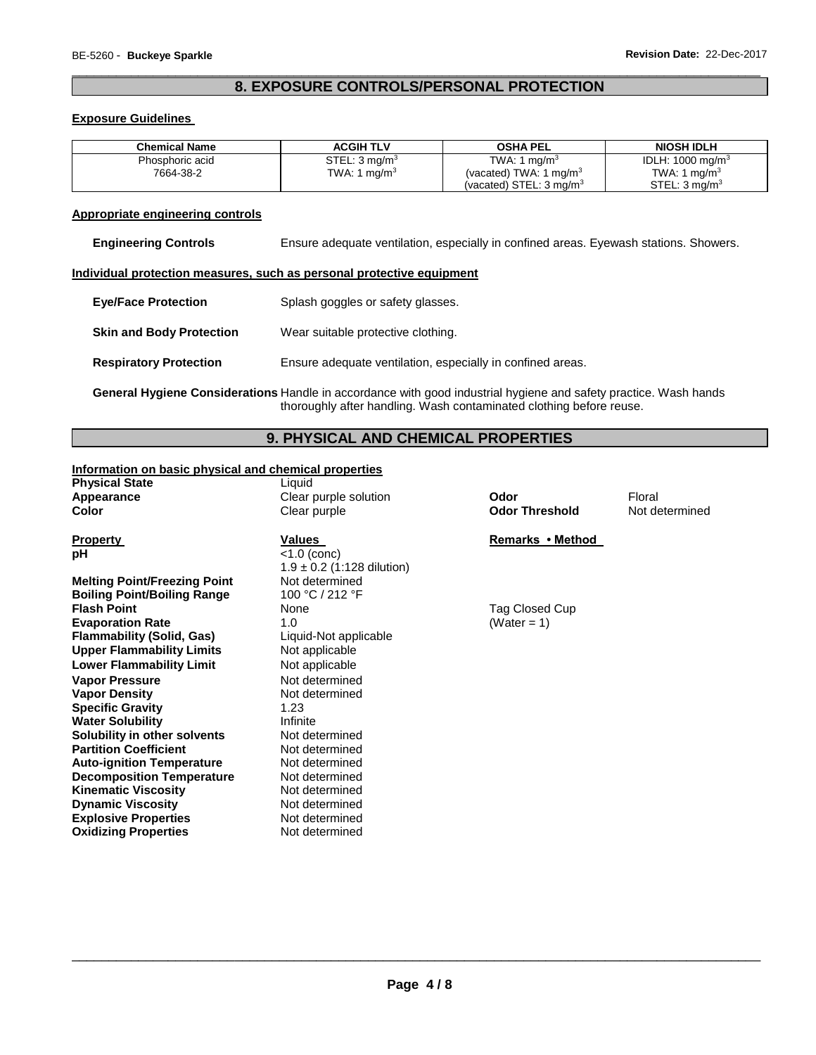## 8. EXPOSURE CONTROLS/PERSONAL PROTECTION

**Exposure Guidelines**

| Chemical Name | ACGIH TLV | OSHA PEL | NIOSH IDLH |
|---|---|---|---|
| Phosphoric acid 7664-38-2 | STEL: 3 mg/m$^3$ TWA: 1 mg/m$^3$ | TWA: 1 mg/m$^3$ (vacated) TWA: 1 mg/m$^3$ (vacated) STEL: 3 mg/m$^3$ | IDLH: 1000 mg/m$^3$ TWA: 1 mg/m$^3$ STEL: 3 mg/m$^3$ |

**Appropriate engineering controls**

**Engineering Controls** Ensure adequate ventilation, especially in confined areas. Eyewash stations. Showers.

**Individual protection measures, such as personal protective equipment**

**Eye/Face Protection** Splash goggles or safety glasses.

**Skin and Body Protection** Wear suitable protective clothing.

**Respiratory Protection** Ensure adequate ventilation, especially in confined areas.

**General Hygiene Considerations** Handle in accordance with good industrial hygiene and safety practice. Wash hands thoroughly after handling. Wash contaminated clothing before reuse.

## 9. PHYSICAL AND CHEMICAL PROPERTIES

**Information on basic physical and chemical properties**

**Physical State** Liquid
**Appearance** Clear purple solution
**Color** Clear purple
**Odor** Floral
**Odor Threshold** Not determined

| Property | Values | Remarks • Method |
|---|---|---|
| **pH** | <1.0 (conc) 1.9 ± 0.2 (1:128 dilution) | |
| **Melting Point/Freezing Point** | Not determined | |
| **Boiling Point/Boiling Range** | 100 °C / 212 °F | |
| **Flash Point** | None | Tag Closed Cup |
| **Evaporation Rate** | 1.0 | (Water = 1) |
| **Flammability (Solid, Gas)** | Liquid-Not applicable | |
| **Upper Flammability Limits** | Not applicable | |
| **Lower Flammability Limit** | Not applicable | |
| **Vapor Pressure** | Not determined | |
| **Vapor Density** | Not determined | |
| **Specific Gravity** | 1.23 | |
| **Water Solubility** | Infinite | |
| **Solubility in other solvents** | Not determined | |
| **Partition Coefficient** | Not determined | |
| **Auto-ignition Temperature** | Not determined | |
| **Decomposition Temperature** | Not determined | |
| **Kinematic Viscosity** | Not determined | |
| **Dynamic Viscosity** | Not determined | |
| **Explosive Properties** | Not determined | |
| **Oxidizing Properties** | Not determined | |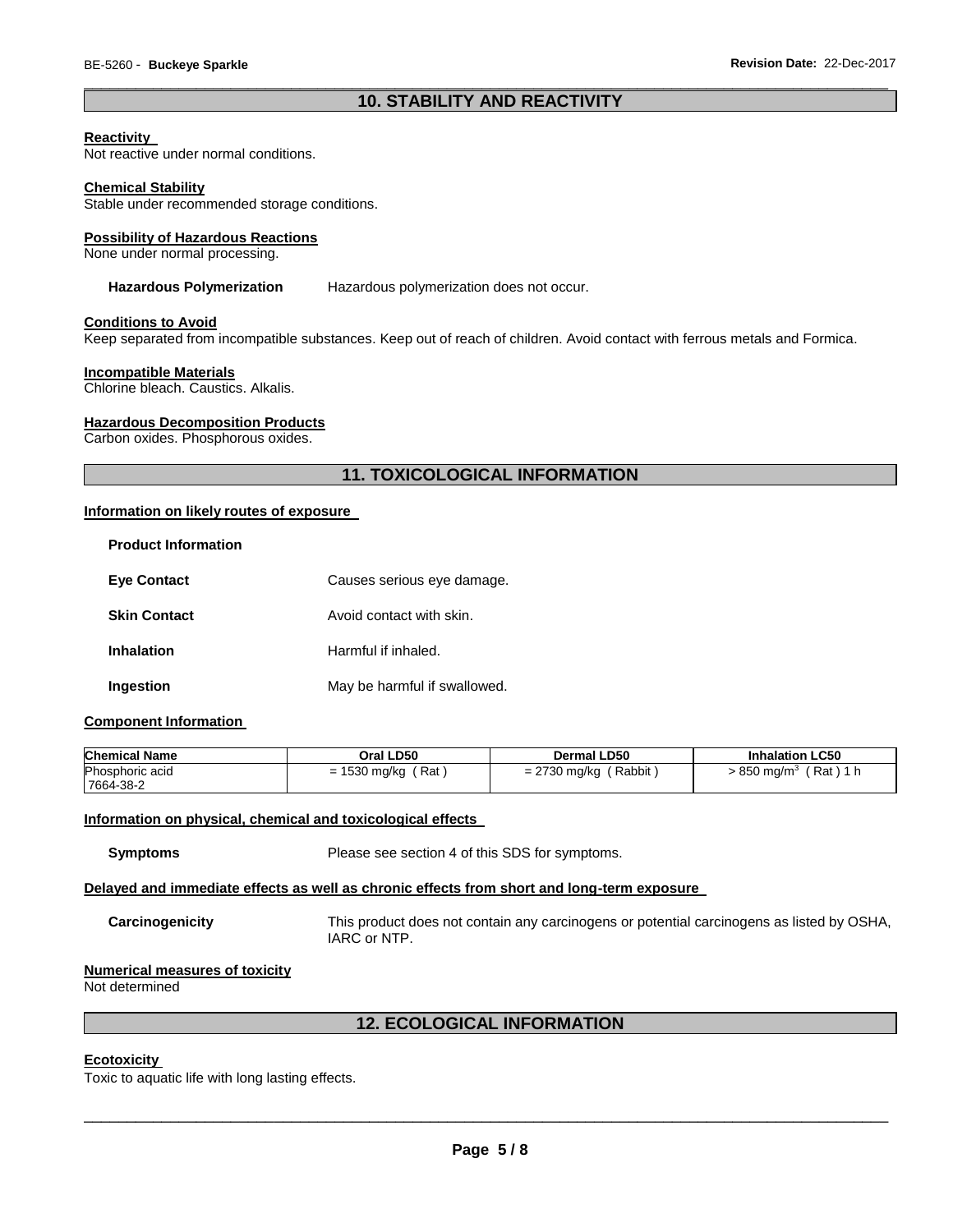## 10. STABILITY AND REACTIVITY

### Reactivity

Not reactive under normal conditions.

### Chemical Stability

Stable under recommended storage conditions.

### Possibility of Hazardous Reactions

None under normal processing.

**Hazardous Polymerization** Hazardous polymerization does not occur.

### Conditions to Avoid

Keep separated from incompatible substances. Keep out of reach of children. Avoid contact with ferrous metals and Formica.

### Incompatible Materials

Chlorine bleach. Caustics. Alkalis.

### Hazardous Decomposition Products

Carbon oxides. Phosphorous oxides.

## 11. TOXICOLOGICAL INFORMATION

### Information on likely routes of exposure

**Product Information**

**Eye Contact** Causes serious eye damage.

**Skin Contact** Avoid contact with skin.

**Inhalation** Harmful if inhaled.

**Ingestion** May be harmful if swallowed.

### Component Information

| Chemical Name | Oral LD50 | Dermal LD50 | Inhalation LC50 |
|---|---|---|---|
| Phosphoric acid<br>7664-38-2 | = 1530 mg/kg ( Rat ) | = 2730 mg/kg ( Rabbit ) | > 850 $mg/m^3$ ( Rat ) 1 h |

### Information on physical, chemical and toxicological effects

**Symptoms** Please see section 4 of this SDS for symptoms.

### Delayed and immediate effects as well as chronic effects from short and long-term exposure

**Carcinogenicity** This product does not contain any carcinogens or potential carcinogens as listed by OSHA, IARC or NTP.

### Numerical measures of toxicity

Not determined

## 12. ECOLOGICAL INFORMATION

### Ecotoxicity

Toxic to aquatic life with long lasting effects.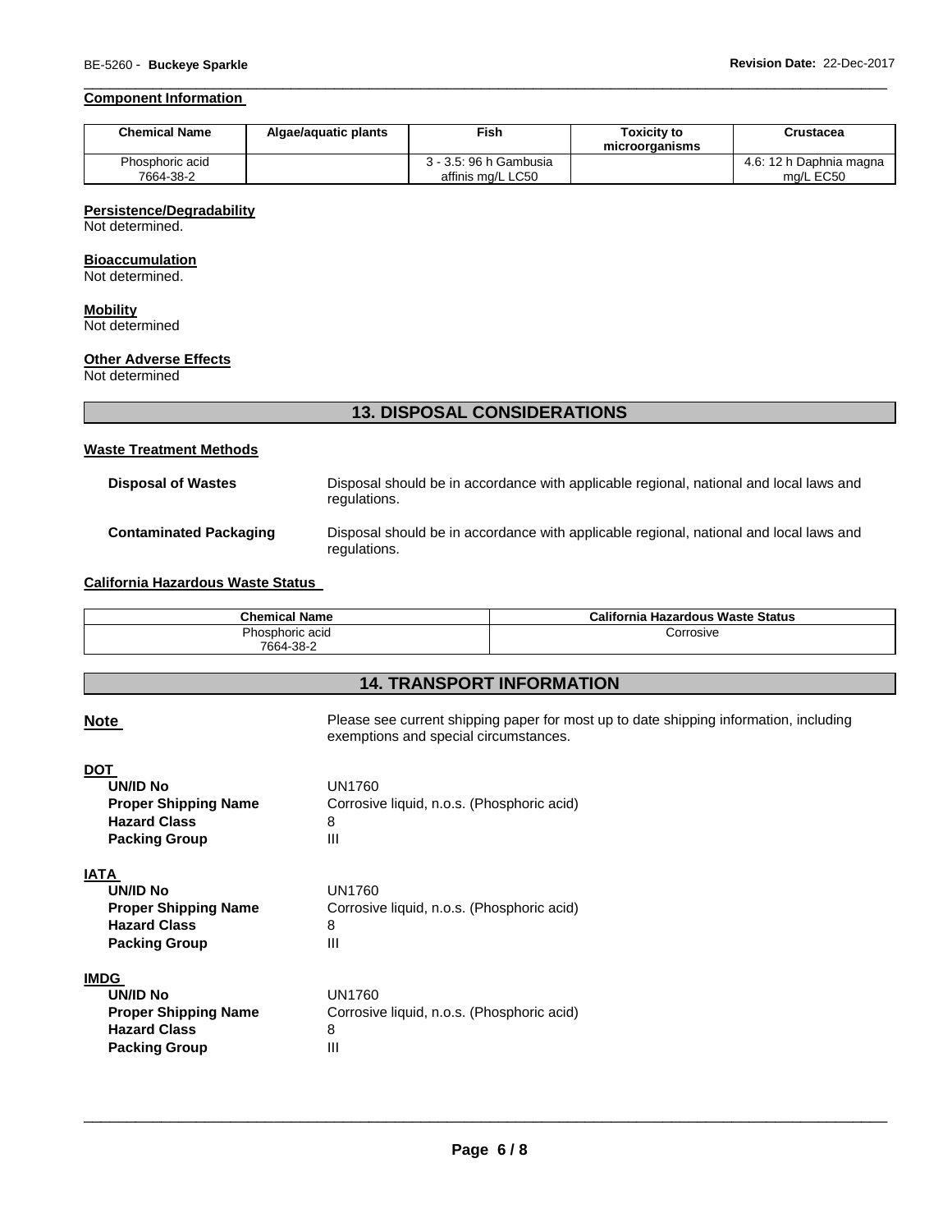### Component Information

| Chemical Name | Algae/aquatic plants | Fish | Toxicity to microorganisms | Crustacea |
|---|---|---|---|---|
| Phosphoric acid 7664-38-2 | | 3 - 3.5: 96 h Gambusia affinis mg/L LC50 | | 4.6: 12 h Daphnia magna mg/L EC50 |

### Persistence/Degradability

Not determined.

### Bioaccumulation

Not determined.

### Mobility

Not determined

### Other Adverse Effects

Not determined

## 13. DISPOSAL CONSIDERATIONS

### Waste Treatment Methods

**Disposal of Wastes** Disposal should be in accordance with applicable regional, national and local laws and regulations.

**Contaminated Packaging** Disposal should be in accordance with applicable regional, national and local laws and regulations.

### California Hazardous Waste Status

| Chemical Name | California Hazardous Waste Status |
|---|---|
| Phosphoric acid 7664-38-2 | Corrosive |

## 14. TRANSPORT INFORMATION

**Note** Please see current shipping paper for most up to date shipping information, including exemptions and special circumstances.

**DOT**

**UN/ID No** UN1760
**Proper Shipping Name** Corrosive liquid, n.o.s. (Phosphoric acid)
**Hazard Class** 8
**Packing Group** III

**IATA**

**UN/ID No** UN1760
**Proper Shipping Name** Corrosive liquid, n.o.s. (Phosphoric acid)
**Hazard Class** 8
**Packing Group** III

**IMDG**

**UN/ID No** UN1760
**Proper Shipping Name** Corrosive liquid, n.o.s. (Phosphoric acid)
**Hazard Class** 8
**Packing Group** III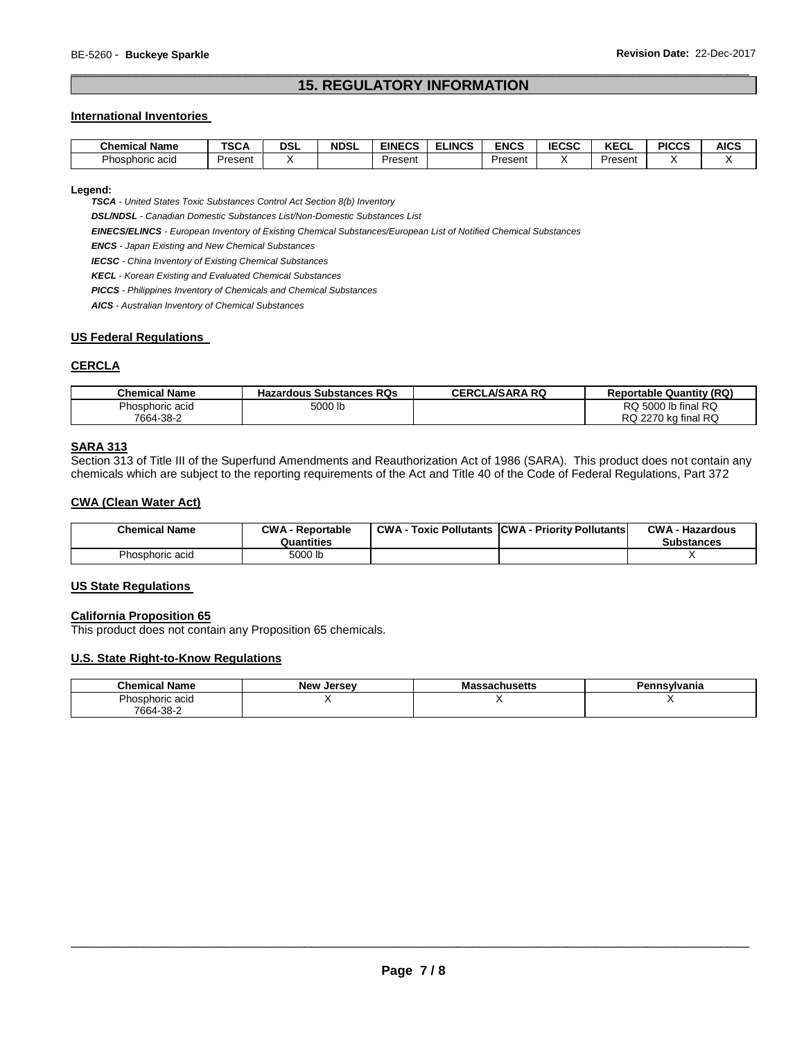# 15. REGULATORY INFORMATION

**International Inventories**

| Chemical Name | TSCA | DSL | NDSL | EINECS | ELINCS | ENCS | IECSC | KECL | PICCS | AICS |
|---|---|---|---|---|---|---|---|---|---|---|
| Phosphoric acid | Present | X | | Present | | Present | X | Present | X | X |

**Legend:**

***TSCA*** *- United States Toxic Substances Control Act Section 8(b) Inventory*

***DSL/NDSL*** *- Canadian Domestic Substances List/Non-Domestic Substances List*

***EINECS/ELINCS*** *- European Inventory of Existing Chemical Substances/European List of Notified Chemical Substances*

***ENCS*** *- Japan Existing and New Chemical Substances*

***IECSC*** *- China Inventory of Existing Chemical Substances*

***KECL*** *- Korean Existing and Evaluated Chemical Substances*

***PICCS*** *- Philippines Inventory of Chemicals and Chemical Substances*

***AICS*** *- Australian Inventory of Chemical Substances*

**US Federal Regulations**

**CERCLA**

| Chemical Name | Hazardous Substances RQs | CERCLA/SARA RQ | Reportable Quantity (RQ) |
|---|---|---|---|
| Phosphoric acid 7664-38-2 | 5000 lb | | RQ 5000 lb final RQ RQ 2270 kg final RQ |

**SARA 313**

Section 313 of Title III of the Superfund Amendments and Reauthorization Act of 1986 (SARA). This product does not contain any chemicals which are subject to the reporting requirements of the Act and Title 40 of the Code of Federal Regulations, Part 372

**CWA (Clean Water Act)**

| Chemical Name | CWA - Reportable Quantities | CWA - Toxic Pollutants | CWA - Priority Pollutants | CWA - Hazardous Substances |
|---|---|---|---|---|
| Phosphoric acid | 5000 lb | | | X |

**US State Regulations**

**California Proposition 65**

This product does not contain any Proposition 65 chemicals.

**U.S. State Right-to-Know Regulations**

| Chemical Name | New Jersey | Massachusetts | Pennsylvania |
|---|---|---|---|
| Phosphoric acid 7664-38-2 | X | X | X |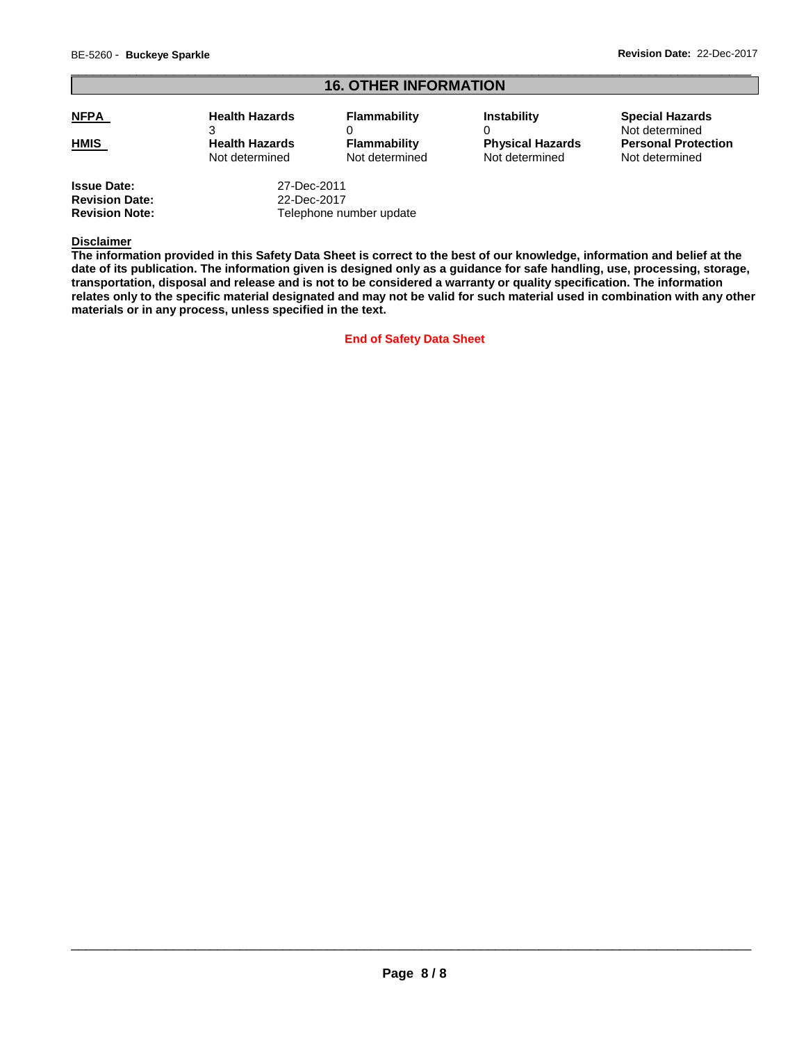## 16. OTHER INFORMATION

| | | | | |
|---|---|---|---|---|
| **NFPA** | **Health Hazards** 3 | **Flammability** 0 | **Instability** 0 | **Special Hazards** Not determined |
| **HMIS** | **Health Hazards** Not determined | **Flammability** Not determined | **Physical Hazards** Not determined | **Personal Protection** Not determined |

**Issue Date:** 27-Dec-2011
**Revision Date:** 22-Dec-2017
**Revision Note:** Telephone number update

**Disclaimer**

**The information provided in this Safety Data Sheet is correct to the best of our knowledge, information and belief at the date of its publication. The information given is designed only as a guidance for safe handling, use, processing, storage, transportation, disposal and release and is not to be considered a warranty or quality specification. The information relates only to the specific material designated and may not be valid for such material used in combination with any other materials or in any process, unless specified in the text.**

**End of Safety Data Sheet**